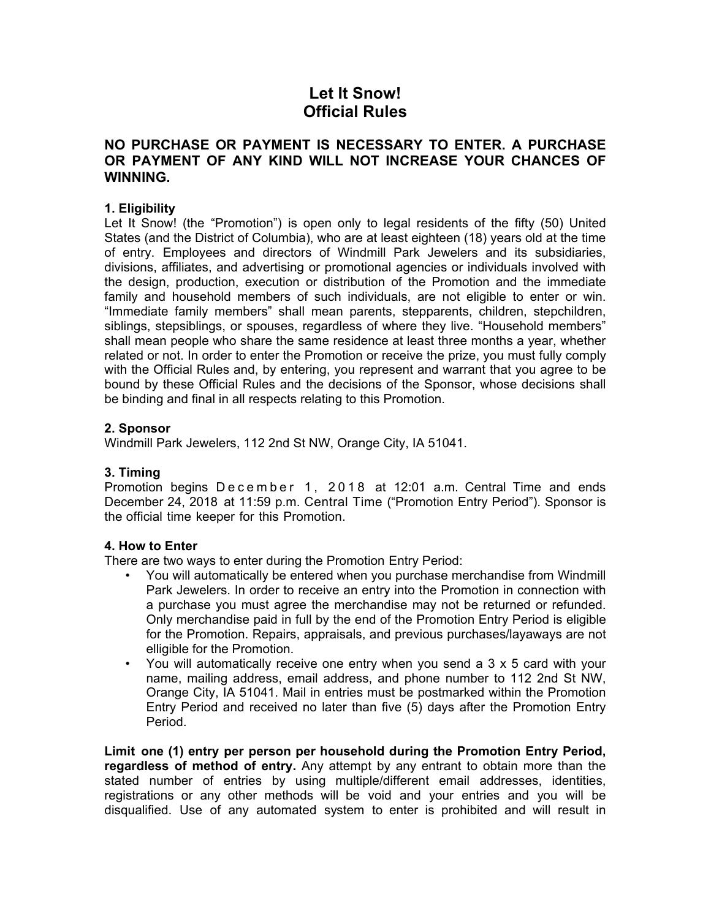# Let It Snow!
# Official Rules

## NO PURCHASE OR PAYMENT IS NECESSARY TO ENTER. A PURCHASE OR PAYMENT OF ANY KIND WILL NOT INCREASE YOUR CHANCES OF WINNING.

**1. Eligibility**

Let It Snow! (the "Promotion") is open only to legal residents of the fifty (50) United States (and the District of Columbia), who are at least eighteen (18) years old at the time of entry. Employees and directors of Windmill Park Jewelers and its subsidiaries, divisions, affiliates, and advertising or promotional agencies or individuals involved with the design, production, execution or distribution of the Promotion and the immediate family and household members of such individuals, are not eligible to enter or win. "Immediate family members" shall mean parents, stepparents, children, stepchildren, siblings, stepsiblings, or spouses, regardless of where they live. "Household members" shall mean people who share the same residence at least three months a year, whether related or not. In order to enter the Promotion or receive the prize, you must fully comply with the Official Rules and, by entering, you represent and warrant that you agree to be bound by these Official Rules and the decisions of the Sponsor, whose decisions shall be binding and final in all respects relating to this Promotion.

**2. Sponsor**

Windmill Park Jewelers, 112 2nd St NW, Orange City, IA 51041.

**3. Timing**

Promotion begins December 1, 2018 at 12:01 a.m. Central Time and ends December 24, 2018 at 11:59 p.m. Central Time ("Promotion Entry Period"). Sponsor is the official time keeper for this Promotion.

**4. How to Enter**

There are two ways to enter during the Promotion Entry Period:

- You will automatically be entered when you purchase merchandise from Windmill Park Jewelers. In order to receive an entry into the Promotion in connection with a purchase you must agree the merchandise may not be returned or refunded. Only merchandise paid in full by the end of the Promotion Entry Period is eligible for the Promotion. Repairs, appraisals, and previous purchases/layaways are not elligible for the Promotion.
- You will automatically receive one entry when you send a 3 x 5 card with your name, mailing address, email address, and phone number to 112 2nd St NW, Orange City, IA 51041. Mail in entries must be postmarked within the Promotion Entry Period and received no later than five (5) days after the Promotion Entry Period.

**Limit one (1) entry per person per household during the Promotion Entry Period, regardless of method of entry.** Any attempt by any entrant to obtain more than the stated number of entries by using multiple/different email addresses, identities, registrations or any other methods will be void and your entries and you will be disqualified. Use of any automated system to enter is prohibited and will result in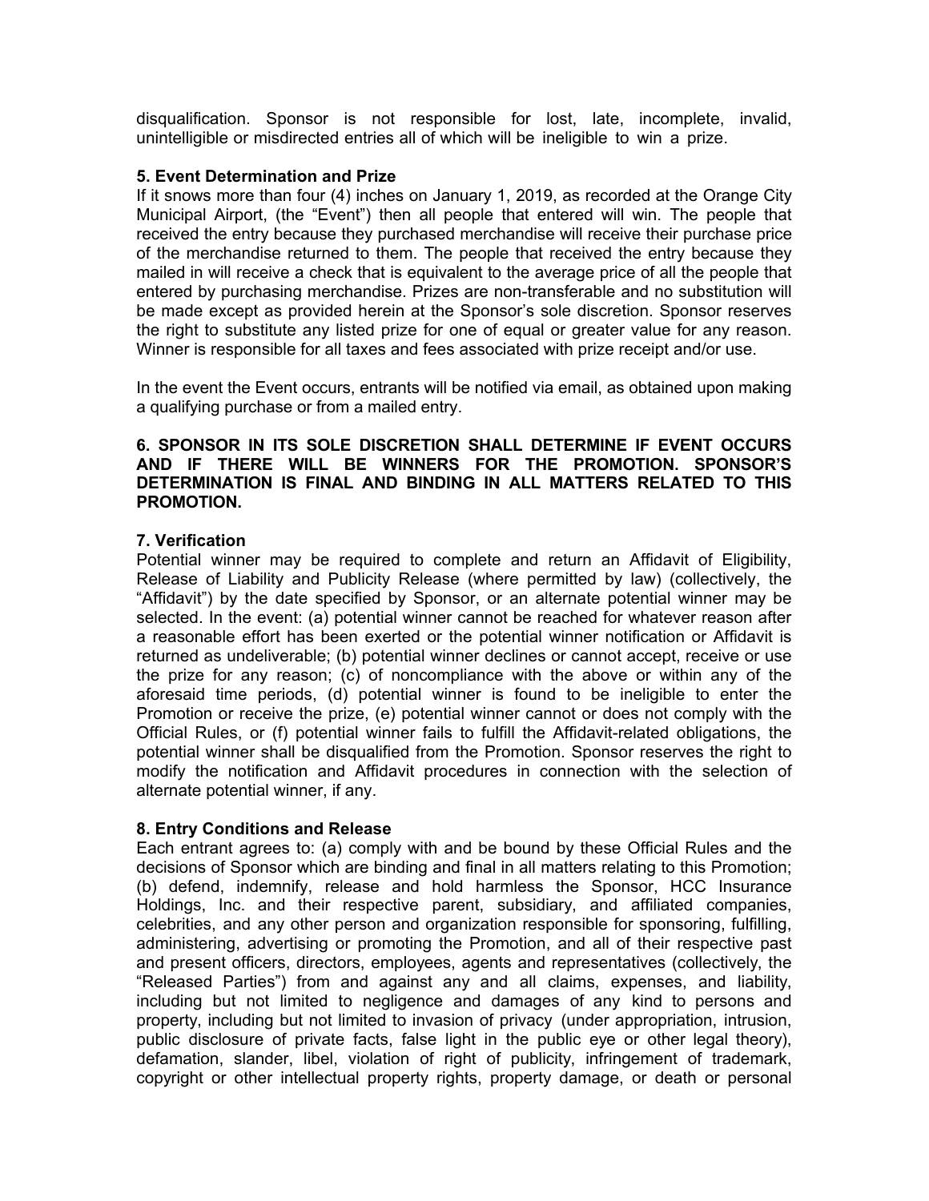disqualification. Sponsor is not responsible for lost, late, incomplete, invalid, unintelligible or misdirected entries all of which will be ineligible to win a prize.

### 5. Event Determination and Prize

If it snows more than four (4) inches on January 1, 2019, as recorded at the Orange City Municipal Airport, (the "Event") then all people that entered will win. The people that received the entry because they purchased merchandise will receive their purchase price of the merchandise returned to them. The people that received the entry because they mailed in will receive a check that is equivalent to the average price of all the people that entered by purchasing merchandise. Prizes are non-transferable and no substitution will be made except as provided herein at the Sponsor's sole discretion. Sponsor reserves the right to substitute any listed prize for one of equal or greater value for any reason. Winner is responsible for all taxes and fees associated with prize receipt and/or use.

In the event the Event occurs, entrants will be notified via email, as obtained upon making a qualifying purchase or from a mailed entry.

**6. SPONSOR IN ITS SOLE DISCRETION SHALL DETERMINE IF EVENT OCCURS AND IF THERE WILL BE WINNERS FOR THE PROMOTION. SPONSOR'S DETERMINATION IS FINAL AND BINDING IN ALL MATTERS RELATED TO THIS PROMOTION.**

### 7. Verification

Potential winner may be required to complete and return an Affidavit of Eligibility, Release of Liability and Publicity Release (where permitted by law) (collectively, the "Affidavit") by the date specified by Sponsor, or an alternate potential winner may be selected. In the event: (a) potential winner cannot be reached for whatever reason after a reasonable effort has been exerted or the potential winner notification or Affidavit is returned as undeliverable; (b) potential winner declines or cannot accept, receive or use the prize for any reason; (c) of noncompliance with the above or within any of the aforesaid time periods, (d) potential winner is found to be ineligible to enter the Promotion or receive the prize, (e) potential winner cannot or does not comply with the Official Rules, or (f) potential winner fails to fulfill the Affidavit-related obligations, the potential winner shall be disqualified from the Promotion. Sponsor reserves the right to modify the notification and Affidavit procedures in connection with the selection of alternate potential winner, if any.

### 8. Entry Conditions and Release

Each entrant agrees to: (a) comply with and be bound by these Official Rules and the decisions of Sponsor which are binding and final in all matters relating to this Promotion; (b) defend, indemnify, release and hold harmless the Sponsor, HCC Insurance Holdings, Inc. and their respective parent, subsidiary, and affiliated companies, celebrities, and any other person and organization responsible for sponsoring, fulfilling, administering, advertising or promoting the Promotion, and all of their respective past and present officers, directors, employees, agents and representatives (collectively, the "Released Parties") from and against any and all claims, expenses, and liability, including but not limited to negligence and damages of any kind to persons and property, including but not limited to invasion of privacy (under appropriation, intrusion, public disclosure of private facts, false light in the public eye or other legal theory), defamation, slander, libel, violation of right of publicity, infringement of trademark, copyright or other intellectual property rights, property damage, or death or personal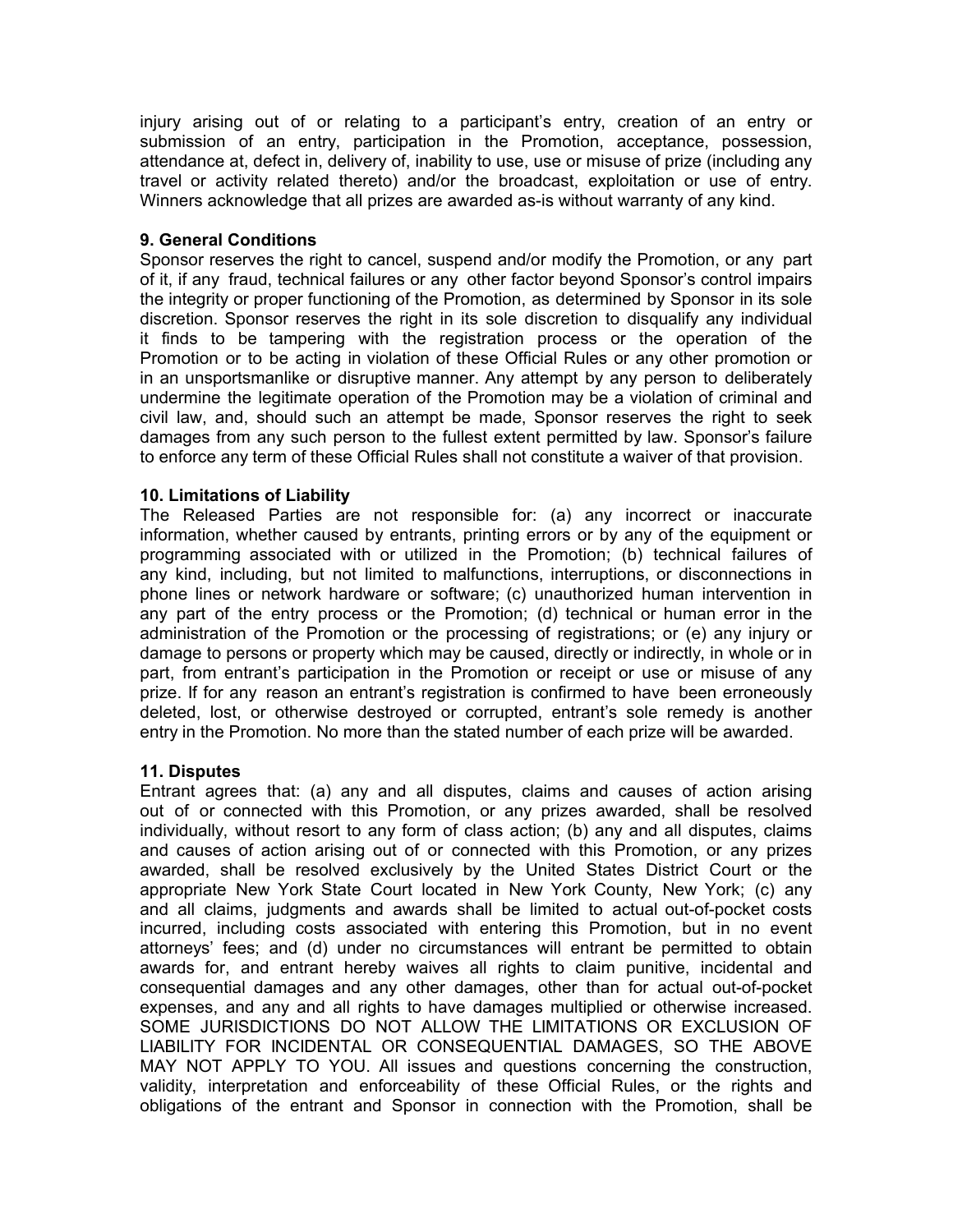injury arising out of or relating to a participant's entry, creation of an entry or submission of an entry, participation in the Promotion, acceptance, possession, attendance at, defect in, delivery of, inability to use, use or misuse of prize (including any travel or activity related thereto) and/or the broadcast, exploitation or use of entry. Winners acknowledge that all prizes are awarded as-is without warranty of any kind.

**9. General Conditions**

Sponsor reserves the right to cancel, suspend and/or modify the Promotion, or any part of it, if any fraud, technical failures or any other factor beyond Sponsor's control impairs the integrity or proper functioning of the Promotion, as determined by Sponsor in its sole discretion. Sponsor reserves the right in its sole discretion to disqualify any individual it finds to be tampering with the registration process or the operation of the Promotion or to be acting in violation of these Official Rules or any other promotion or in an unsportsmanlike or disruptive manner. Any attempt by any person to deliberately undermine the legitimate operation of the Promotion may be a violation of criminal and civil law, and, should such an attempt be made, Sponsor reserves the right to seek damages from any such person to the fullest extent permitted by law. Sponsor's failure to enforce any term of these Official Rules shall not constitute a waiver of that provision.

**10. Limitations of Liability**

The Released Parties are not responsible for: (a) any incorrect or inaccurate information, whether caused by entrants, printing errors or by any of the equipment or programming associated with or utilized in the Promotion; (b) technical failures of any kind, including, but not limited to malfunctions, interruptions, or disconnections in phone lines or network hardware or software; (c) unauthorized human intervention in any part of the entry process or the Promotion; (d) technical or human error in the administration of the Promotion or the processing of registrations; or (e) any injury or damage to persons or property which may be caused, directly or indirectly, in whole or in part, from entrant's participation in the Promotion or receipt or use or misuse of any prize. If for any reason an entrant's registration is confirmed to have been erroneously deleted, lost, or otherwise destroyed or corrupted, entrant's sole remedy is another entry in the Promotion. No more than the stated number of each prize will be awarded.

**11. Disputes**

Entrant agrees that: (a) any and all disputes, claims and causes of action arising out of or connected with this Promotion, or any prizes awarded, shall be resolved individually, without resort to any form of class action; (b) any and all disputes, claims and causes of action arising out of or connected with this Promotion, or any prizes awarded, shall be resolved exclusively by the United States District Court or the appropriate New York State Court located in New York County, New York; (c) any and all claims, judgments and awards shall be limited to actual out-of-pocket costs incurred, including costs associated with entering this Promotion, but in no event attorneys' fees; and (d) under no circumstances will entrant be permitted to obtain awards for, and entrant hereby waives all rights to claim punitive, incidental and consequential damages and any other damages, other than for actual out-of-pocket expenses, and any and all rights to have damages multiplied or otherwise increased. SOME JURISDICTIONS DO NOT ALLOW THE LIMITATIONS OR EXCLUSION OF LIABILITY FOR INCIDENTAL OR CONSEQUENTIAL DAMAGES, SO THE ABOVE MAY NOT APPLY TO YOU. All issues and questions concerning the construction, validity, interpretation and enforceability of these Official Rules, or the rights and obligations of the entrant and Sponsor in connection with the Promotion, shall be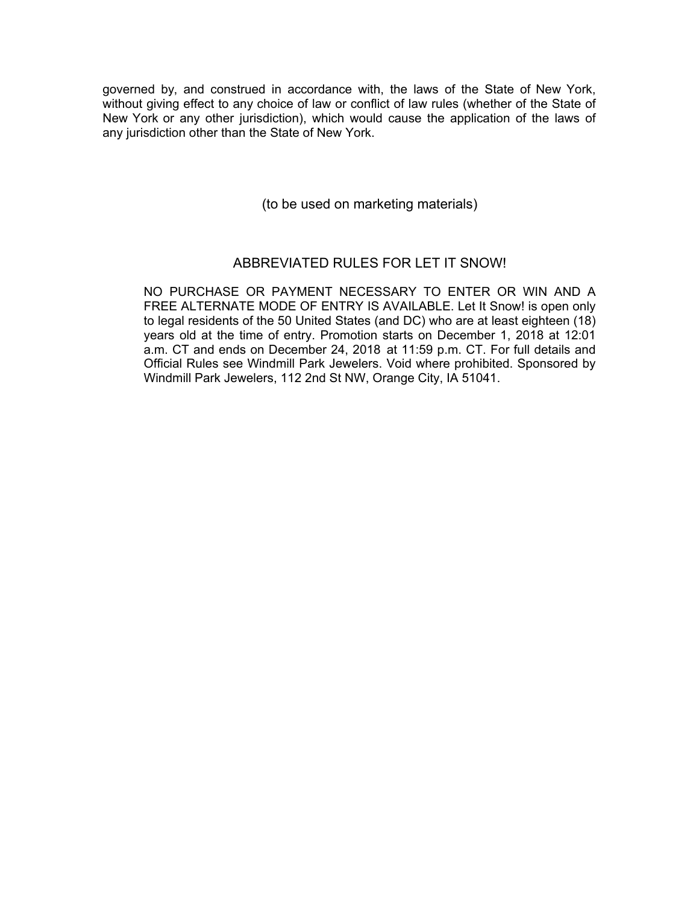governed by, and construed in accordance with, the laws of the State of New York, without giving effect to any choice of law or conflict of law rules (whether of the State of New York or any other jurisdiction), which would cause the application of the laws of any jurisdiction other than the State of New York.

(to be used on marketing materials)

## ABBREVIATED RULES FOR LET IT SNOW!

NO PURCHASE OR PAYMENT NECESSARY TO ENTER OR WIN AND A FREE ALTERNATE MODE OF ENTRY IS AVAILABLE. Let It Snow! is open only to legal residents of the 50 United States (and DC) who are at least eighteen (18) years old at the time of entry. Promotion starts on December 1, 2018 at 12:01 a.m. CT and ends on December 24, 2018 at 11:59 p.m. CT. For full details and Official Rules see Windmill Park Jewelers. Void where prohibited. Sponsored by Windmill Park Jewelers, 112 2nd St NW, Orange City, IA 51041.